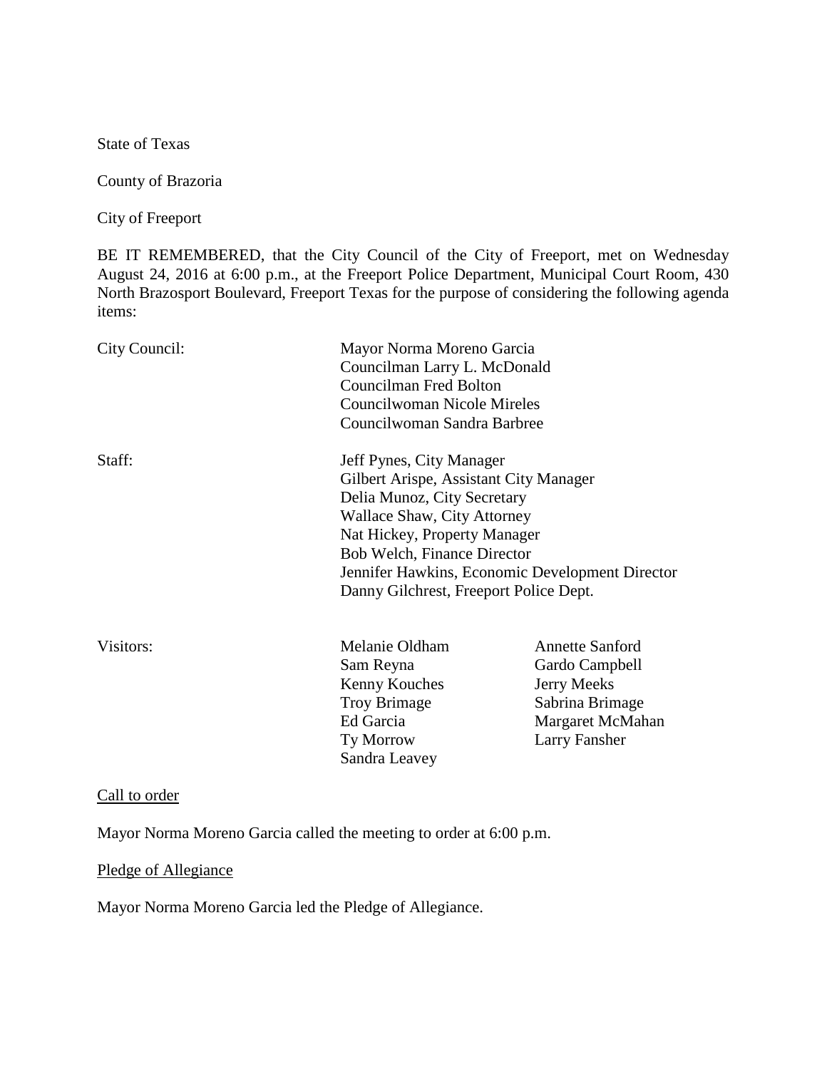State of Texas

County of Brazoria

City of Freeport

BE IT REMEMBERED, that the City Council of the City of Freeport, met on Wednesday August 24, 2016 at 6:00 p.m., at the Freeport Police Department, Municipal Court Room, 430 North Brazosport Boulevard, Freeport Texas for the purpose of considering the following agenda items:

City Council:

- Mayor Norma Moreno Garcia
- Councilman Larry L. McDonald
- Councilman Fred Bolton
- Councilwoman Nicole Mireles
- Councilwoman Sandra Barbree

Staff:

- Jeff Pynes, City Manager
- Gilbert Arispe, Assistant City Manager
- Delia Munoz, City Secretary
- Wallace Shaw, City Attorney
- Nat Hickey, Property Manager
- Bob Welch, Finance Director
- Jennifer Hawkins, Economic Development Director
- Danny Gilchrest, Freeport Police Dept.

Visitors:

| | |
|---|---|
| Melanie Oldham | Annette Sanford |
| Sam Reyna | Gardo Campbell |
| Kenny Kouches | Jerry Meeks |
| Troy Brimage | Sabrina Brimage |
| Ed Garcia | Margaret McMahan |
| Ty Morrow | Larry Fansher |
| Sandra Leavey | |

Call to order

Mayor Norma Moreno Garcia called the meeting to order at 6:00 p.m.

Pledge of Allegiance

Mayor Norma Moreno Garcia led the Pledge of Allegiance.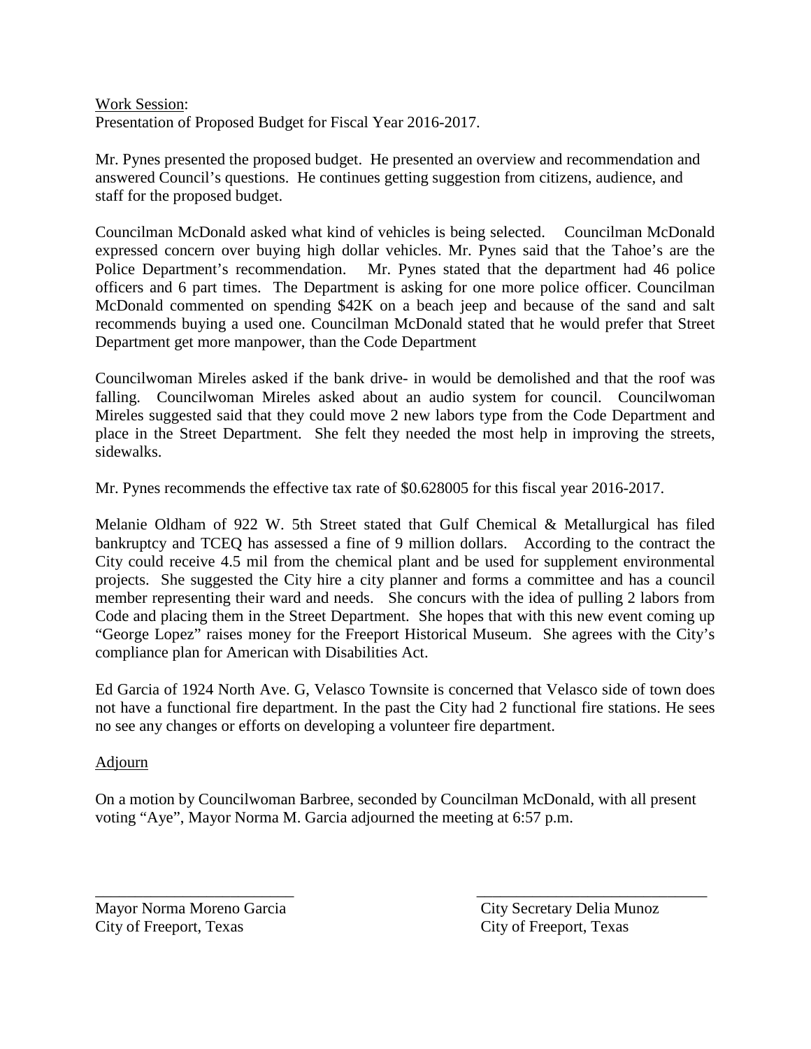<u>Work Session</u>:
Presentation of Proposed Budget for Fiscal Year 2016-2017.

Mr. Pynes presented the proposed budget. He presented an overview and recommendation and answered Council's questions. He continues getting suggestion from citizens, audience, and staff for the proposed budget.

Councilman McDonald asked what kind of vehicles is being selected. Councilman McDonald expressed concern over buying high dollar vehicles. Mr. Pynes said that the Tahoe's are the Police Department's recommendation. Mr. Pynes stated that the department had 46 police officers and 6 part times. The Department is asking for one more police officer. Councilman McDonald commented on spending $42K on a beach jeep and because of the sand and salt recommends buying a used one. Councilman McDonald stated that he would prefer that Street Department get more manpower, than the Code Department

Councilwoman Mireles asked if the bank drive- in would be demolished and that the roof was falling. Councilwoman Mireles asked about an audio system for council. Councilwoman Mireles suggested said that they could move 2 new labors type from the Code Department and place in the Street Department. She felt they needed the most help in improving the streets, sidewalks.

Mr. Pynes recommends the effective tax rate of $0.628005 for this fiscal year 2016-2017.

Melanie Oldham of 922 W. 5th Street stated that Gulf Chemical & Metallurgical has filed bankruptcy and TCEQ has assessed a fine of 9 million dollars. According to the contract the City could receive 4.5 mil from the chemical plant and be used for supplement environmental projects. She suggested the City hire a city planner and forms a committee and has a council member representing their ward and needs. She concurs with the idea of pulling 2 labors from Code and placing them in the Street Department. She hopes that with this new event coming up "George Lopez" raises money for the Freeport Historical Museum. She agrees with the City's compliance plan for American with Disabilities Act.

Ed Garcia of 1924 North Ave. G, Velasco Townsite is concerned that Velasco side of town does not have a functional fire department. In the past the City had 2 functional fire stations. He sees no see any changes or efforts on developing a volunteer fire department.

<u>Adjourn</u>

On a motion by Councilwoman Barbree, seconded by Councilman McDonald, with all present voting "Aye", Mayor Norma M. Garcia adjourned the meeting at 6:57 p.m.

\_\_\_\_\_\_\_\_\_\_\_\_\_\_\_\_\_\_\_\_\_\_\_\_\_\_
Mayor Norma Moreno Garcia
City of Freeport, Texas

\_\_\_\_\_\_\_\_\_\_\_\_\_\_\_\_\_\_\_\_\_\_\_\_\_\_\_\_\_\_
City Secretary Delia Munoz
City of Freeport, Texas